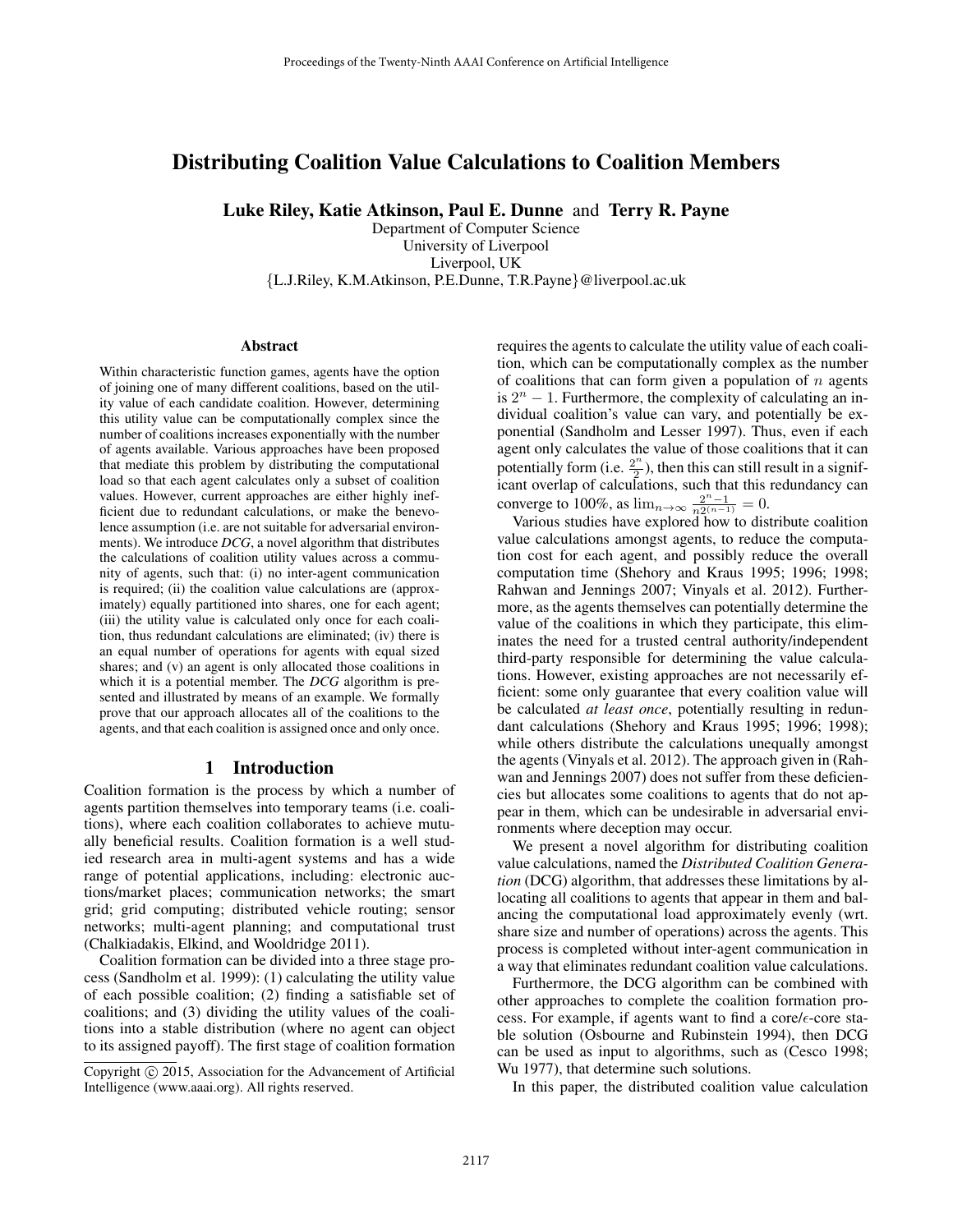# Distributing Coalition Value Calculations to Coalition Members

**Luke Riley, Katie Atkinson, Paul E. Dunne** and **Terry R. Payne**

Department of Computer Science
University of Liverpool
Liverpool, UK
{L.J.Riley, K.M.Atkinson, P.E.Dunne, T.R.Payne}@liverpool.ac.uk

## Abstract

Within characteristic function games, agents have the option of joining one of many different coalitions, based on the utility value of each candidate coalition. However, determining this utility value can be computationally complex since the number of coalitions increases exponentially with the number of agents available. Various approaches have been proposed that mediate this problem by distributing the computational load so that each agent calculates only a subset of coalition values. However, current approaches are either highly inefficient due to redundant calculations, or make the benevolence assumption (i.e. are not suitable for adversarial environments). We introduce *DCG*, a novel algorithm that distributes the calculations of coalition utility values across a community of agents, such that: (i) no inter-agent communication is required; (ii) the coalition value calculations are (approximately) equally partitioned into shares, one for each agent; (iii) the utility value is calculated only once for each coalition, thus redundant calculations are eliminated; (iv) there is an equal number of operations for agents with equal sized shares; and (v) an agent is only allocated those coalitions in which it is a potential member. The *DCG* algorithm is presented and illustrated by means of an example. We formally prove that our approach allocates all of the coalitions to the agents, and that each coalition is assigned once and only once.

## 1 Introduction

Coalition formation is the process by which a number of agents partition themselves into temporary teams (i.e. coalitions), where each coalition collaborates to achieve mutually beneficial results. Coalition formation is a well studied research area in multi-agent systems and has a wide range of potential applications, including: electronic auctions/market places; communication networks; the smart grid; grid computing; distributed vehicle routing; sensor networks; multi-agent planning; and computational trust (Chalkiadakis, Elkind, and Wooldridge 2011).

Coalition formation can be divided into a three stage process (Sandholm et al. 1999): (1) calculating the utility value of each possible coalition; (2) finding a satisfiable set of coalitions; and (3) dividing the utility values of the coalitions into a stable distribution (where no agent can object to its assigned payoff). The first stage of coalition formation requires the agents to calculate the utility value of each coalition, which can be computationally complex as the number of coalitions that can form given a population of $n$ agents is $2^n - 1$. Furthermore, the complexity of calculating an individual coalition's value can vary, and potentially be exponential (Sandholm and Lesser 1997). Thus, even if each agent only calculates the value of those coalitions that it can potentially form (i.e. $\frac{2^n}{2}$), then this can still result in a significant overlap of calculations, such that this redundancy can converge to 100%, as $\lim_{n\to\infty} \frac{2^n-1}{n2^{(n-1)}} = 0$.

Various studies have explored how to distribute coalition value calculations amongst agents, to reduce the computation cost for each agent, and possibly reduce the overall computation time (Shehory and Kraus 1995; 1996; 1998; Rahwan and Jennings 2007; Vinyals et al. 2012). Furthermore, as the agents themselves can potentially determine the value of the coalitions in which they participate, this eliminates the need for a trusted central authority/independent third-party responsible for determining the value calculations. However, existing approaches are not necessarily efficient: some only guarantee that every coalition value will be calculated *at least once*, potentially resulting in redundant calculations (Shehory and Kraus 1995; 1996; 1998); while others distribute the calculations unequally amongst the agents (Vinyals et al. 2012). The approach given in (Rahwan and Jennings 2007) does not suffer from these deficiencies but allocates some coalitions to agents that do not appear in them, which can be undesirable in adversarial environments where deception may occur.

We present a novel algorithm for distributing coalition value calculations, named the *Distributed Coalition Generation* (DCG) algorithm, that addresses these limitations by allocating all coalitions to agents that appear in them and balancing the computational load approximately evenly (wrt. share size and number of operations) across the agents. This process is completed without inter-agent communication in a way that eliminates redundant coalition value calculations.

Furthermore, the DCG algorithm can be combined with other approaches to complete the coalition formation process. For example, if agents want to find a core/$\epsilon$-core stable solution (Osbourne and Rubinstein 1994), then DCG can be used as input to algorithms, such as (Cesco 1998; Wu 1977), that determine such solutions.

In this paper, the distributed coalition value calculation

Copyright © 2015, Association for the Advancement of Artificial Intelligence (www.aaai.org). All rights reserved.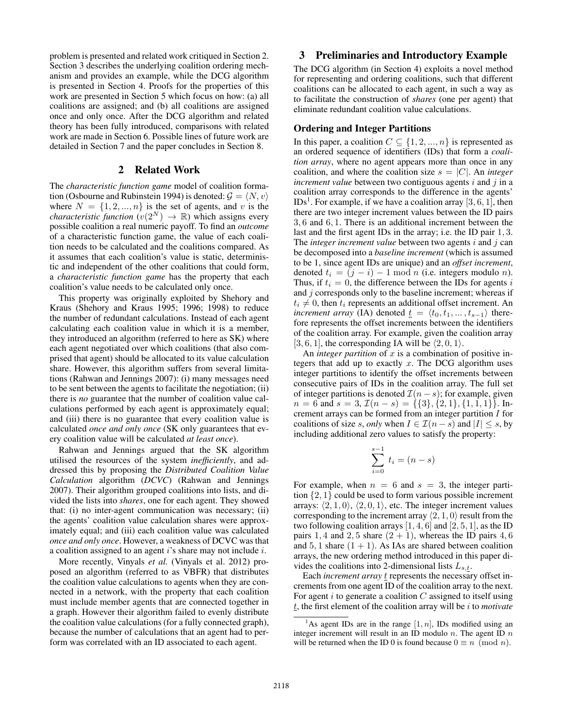problem is presented and related work critiqued in Section 2. Section 3 describes the underlying coalition ordering mechanism and provides an example, while the DCG algorithm is presented in Section 4. Proofs for the properties of this work are presented in Section 5 which focus on how: (a) all coalitions are assigned; and (b) all coalitions are assigned once and only once. After the DCG algorithm and related theory has been fully introduced, comparisons with related work are made in Section 6. Possible lines of future work are detailed in Section 7 and the paper concludes in Section 8.

## 2 Related Work

The *characteristic function game* model of coalition formation (Osbourne and Rubinstein 1994) is denoted: $\mathcal{G} = \langle N, v \rangle$ where $N = \{1, 2, ..., n\}$ is the set of agents, and $v$ is the *characteristic function* ($v(2^N) \rightarrow \mathbb{R}$) which assigns every possible coalition a real numeric payoff. To find an *outcome* of a characteristic function game, the value of each coalition needs to be calculated and the coalitions compared. As it assumes that each coalition's value is static, deterministic and independent of the other coalitions that could form, a *characteristic function game* has the property that each coalition's value needs to be calculated only once.

This property was originally exploited by Shehory and Kraus (Shehory and Kraus 1995; 1996; 1998) to reduce the number of redundant calculations. Instead of each agent calculating each coalition value in which it is a member, they introduced an algorithm (referred to here as SK) where each agent negotiated over which coalitions (that also comprised that agent) should be allocated to its value calculation share. However, this algorithm suffers from several limitations (Rahwan and Jennings 2007): (i) many messages need to be sent between the agents to facilitate the negotiation; (ii) there is *no* guarantee that the number of coalition value calculations performed by each agent is approximately equal; and (iii) there is no guarantee that every coalition value is calculated *once and only once* (SK only guarantees that every coalition value will be calculated *at least once*).

Rahwan and Jennings argued that the SK algorithm utilised the resources of the system *inefficiently*, and addressed this by proposing the *Distributed Coalition Value Calculation* algorithm (*DCVC*) (Rahwan and Jennings 2007). Their algorithm grouped coalitions into lists, and divided the lists into *shares*, one for each agent. They showed that: (i) no inter-agent communication was necessary; (ii) the agents' coalition value calculation shares were approximately equal; and (iii) each coalition value was calculated *once and only once*. However, a weakness of DCVC was that a coalition assigned to an agent $i$'s share may not include $i$.

More recently, Vinyals *et al.* (Vinyals et al. 2012) proposed an algorithm (referred to as VBFR) that distributes the coalition value calculations to agents when they are connected in a network, with the property that each coalition must include member agents that are connected together in a graph. However their algorithm failed to evenly distribute the coalition value calculations (for a fully connected graph), because the number of calculations that an agent had to perform was correlated with an ID associated to each agent.

## 3 Preliminaries and Introductory Example

The DCG algorithm (in Section 4) exploits a novel method for representing and ordering coalitions, such that different coalitions can be allocated to each agent, in such a way as to facilitate the construction of *shares* (one per agent) that eliminate redundant coalition value calculations.

### Ordering and Integer Partitions

In this paper, a coalition $C \subseteq \{1, 2, ..., n\}$ is represented as an ordered sequence of identifiers (IDs) that form a *coalition array*, where no agent appears more than once in any coalition, and where the coalition size $s = |C|$. An *integer increment value* between two contiguous agents $i$ and $j$ in a coalition array corresponds to the difference in the agents' IDs[1]. For example, if we have a coalition array $[3, 6, 1]$, then there are two integer increment values between the ID pairs $3, 6$ and $6, 1$. There is an additional increment between the last and the first agent IDs in the array; i.e. the ID pair $1, 3$. The *integer increment value* between two agents $i$ and $j$ can be decomposed into a *baseline increment* (which is assumed to be 1, since agent IDs are unique) and an *offset increment*, denoted $t_i = (j - i) - 1 \mod n$ (i.e. integers modulo $n$). Thus, if $t_i = 0$, the difference between the IDs for agents $i$ and $j$ corresponds only to the baseline increment; whereas if $t_i \neq 0$, then $t_i$ represents an additional offset increment. An *increment array* (IA) denoted $\underline{t} = \langle t_0, t_1, ..., t_{s-1} \rangle$ therefore represents the offset increments between the identifiers of the coalition array. For example, given the coalition array $[3, 6, 1]$, the corresponding IA will be $\langle 2, 0, 1 \rangle$.

An *integer partition* of $x$ is a combination of positive integers that add up to exactly $x$. The DCG algorithm uses integer partitions to identify the offset increments between consecutive pairs of IDs in the coalition array. The full set of integer partitions is denoted $\mathcal{I}(n - s)$; for example, given $n = 6$ and $s = 3$, $\mathcal{I}(n - s) = \{\{3\}, \{2, 1\}, \{1, 1, 1\}\}$. Increment arrays can be formed from an integer partition $I$ for coalitions of size $s$, *only* when $I \in \mathcal{I}(n - s)$ and $|I| \leq s$, by including additional zero values to satisfy the property:

$$\sum_{i=0}^{s-1} t_i = (n - s)$$

For example, when $n = 6$ and $s = 3$, the integer partition $\{2, 1\}$ could be used to form various possible increment arrays: $\langle 2, 1, 0 \rangle$, $\langle 2, 0, 1 \rangle$, etc. The integer increment values corresponding to the increment array $\langle 2, 1, 0 \rangle$ result from the two following coalition arrays $[1, 4, 6]$ and $[2, 5, 1]$, as the ID pairs $1, 4$ and $2, 5$ share $(2 + 1)$, whereas the ID pairs $4, 6$ and $5, 1$ share $(1 + 1)$. As IAs are shared between coalition arrays, the new ordering method introduced in this paper divides the coalitions into 2-dimensional lists $L_{s,\underline{t}}$.

Each *increment array* $\underline{t}$ represents the necessary offset increments from one agent ID of the coalition array to the next. For agent $i$ to generate a coalition $C$ assigned to itself using $\underline{t}$, the first element of the coalition array will be $i$ to *motivate*

[1] As agent IDs are in the range $[1, n]$, IDs modified using an integer increment will result in an ID modulo $n$. The agent ID $n$ will be returned when the ID 0 is found because $0 \equiv n \pmod{n}$.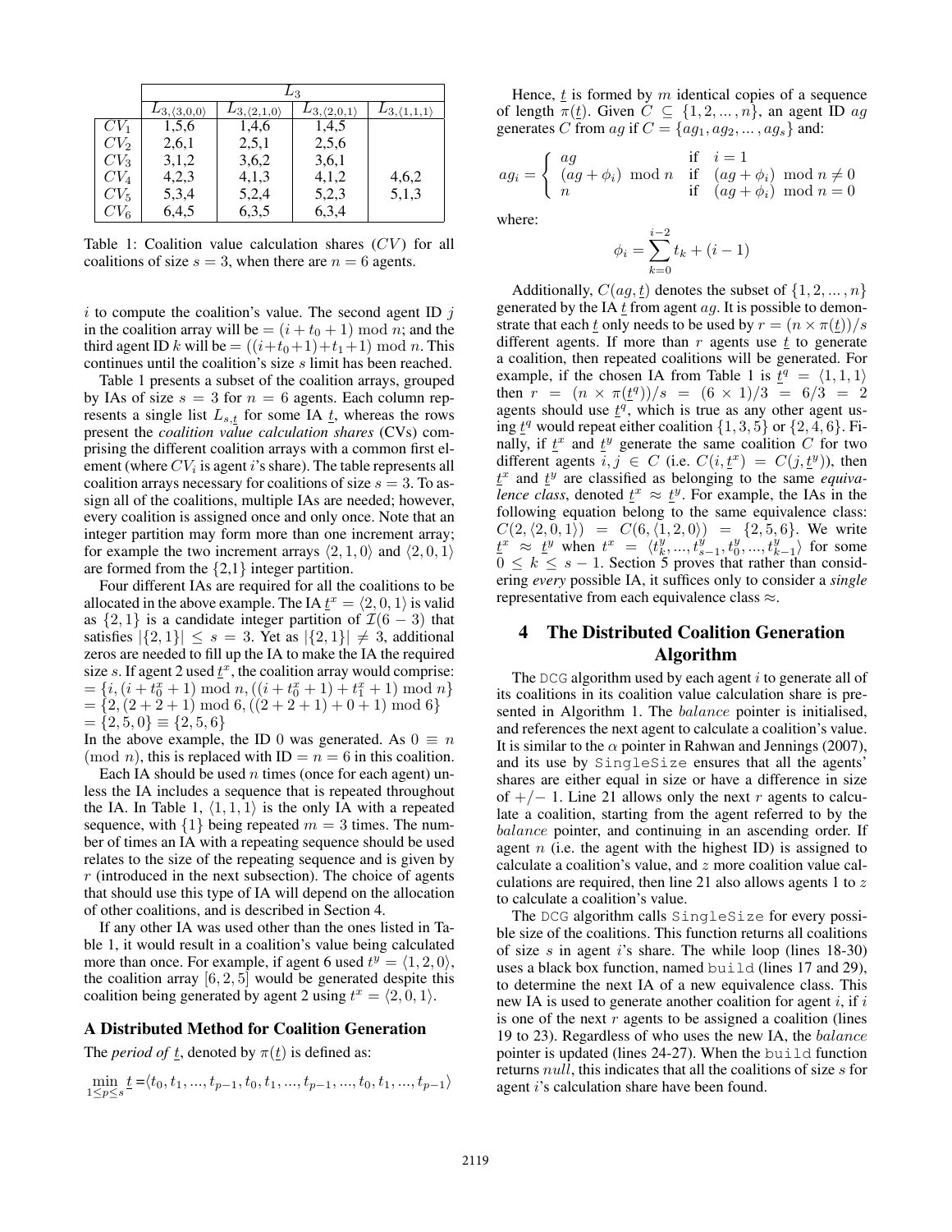|  | $L_3$ |  |  |  |
| --- | --- | --- | --- | --- |
|  | $L_{3,\langle 3,0,0\rangle}$ | $L_{3,\langle 2,1,0\rangle}$ | $L_{3,\langle 2,0,1\rangle}$ | $L_{3,\langle 1,1,1\rangle}$ |
| $CV_1$ | 1,5,6 | 1,4,6 | 1,4,5 |  |
| $CV_2$ | 2,6,1 | 2,5,1 | 2,5,6 |  |
| $CV_3$ | 3,1,2 | 3,6,2 | 3,6,1 |  |
| $CV_4$ | 4,2,3 | 4,1,3 | 4,1,2 | 4,6,2 |
| $CV_5$ | 5,3,4 | 5,2,4 | 5,2,3 | 5,1,3 |
| $CV_6$ | 6,4,5 | 6,3,5 | 6,3,4 |  |

Table 1: Coalition value calculation shares ($CV$) for all coalitions of size $s = 3$, when there are $n = 6$ agents.

$i$ to compute the coalition's value. The second agent ID $j$ in the coalition array will be $= (i + t_0 + 1) \bmod n$; and the third agent ID $k$ will be $= ((i+t_0+1)+t_1+1) \bmod n$. This continues until the coalition's size $s$ limit has been reached.

Table 1 presents a subset of the coalition arrays, grouped by IAs of size $s = 3$ for $n = 6$ agents. Each column represents a single list $L_{s,\underline{t}}$ for some IA $\underline{t}$, whereas the rows present the *coalition value calculation shares* (CVs) comprising the different coalition arrays with a common first element (where $CV_i$ is agent $i$'s share). The table represents all coalition arrays necessary for coalitions of size $s = 3$. To assign all of the coalitions, multiple IAs are needed; however, every coalition is assigned once and only once. Note that an integer partition may form more than one increment array; for example the two increment arrays $\langle 2, 1, 0\rangle$ and $\langle 2, 0, 1\rangle$ are formed from the {2,1} integer partition.

Four different IAs are required for all the coalitions to be allocated in the above example. The IA $\underline{t}^x = \langle 2, 0, 1\rangle$ is valid as $\{2, 1\}$ is a candidate integer partition of $\mathcal{I}(6 - 3)$ that satisfies $|\{2, 1\}| \leq s = 3$. Yet as $|\{2, 1\}| \neq 3$, additional zeros are needed to fill up the IA to make the IA the required size $s$. If agent 2 used $\underline{t}^x$, the coalition array would comprise:
$= \{i, (i + t^x_0 + 1) \bmod n, ((i + t^x_0 + 1) + t^x_1 + 1) \bmod n\}$
$= \{2, (2 + 2 + 1) \bmod 6, ((2 + 2 + 1) + 0 + 1) \bmod 6\}$
$= \{2, 5, 0\} \equiv \{2, 5, 6\}$

In the above example, the ID 0 was generated. As $0 \equiv n \pmod n$, this is replaced with ID $= n = 6$ in this coalition.

Each IA should be used $n$ times (once for each agent) unless the IA includes a sequence that is repeated throughout the IA. In Table 1, $\langle 1, 1, 1\rangle$ is the only IA with a repeated sequence, with $\{1\}$ being repeated $m = 3$ times. The number of times an IA with a repeating sequence should be used relates to the size of the repeating sequence and is given by $r$ (introduced in the next subsection). The choice of agents that should use this type of IA will depend on the allocation of other coalitions, and is described in Section 4.

If any other IA was used other than the ones listed in Table 1, it would result in a coalition's value being calculated more than once. For example, if agent 6 used $\underline{t}^y = \langle 1, 2, 0\rangle$, the coalition array $[6, 2, 5]$ would be generated despite this coalition being generated by agent 2 using $\underline{t}^x = \langle 2, 0, 1\rangle$.

### A Distributed Method for Coalition Generation

The *period of* $\underline{t}$, denoted by $\pi(\underline{t})$ is defined as:

$$\min_{1 \leq p \leq s} \underline{t} = \langle t_0, t_1, ..., t_{p-1}, t_0, t_1, ..., t_{p-1}, ..., t_0, t_1, ..., t_{p-1}\rangle$$

Hence, $\underline{t}$ is formed by $m$ identical copies of a sequence of length $\pi(\underline{t})$. Given $C \subseteq \{1, 2, ..., n\}$, an agent ID $ag$ generates $C$ from $ag$ if $C = \{ag_1, ag_2, ..., ag_s\}$ and:

$$ag_i = \begin{cases} ag & \text{if} \quad i = 1 \\ (ag + \phi_i) \bmod n & \text{if} \quad (ag + \phi_i) \bmod n \neq 0 \\ n & \text{if} \quad (ag + \phi_i) \bmod n = 0 \end{cases}$$

where:

$$\phi_i = \sum_{k=0}^{i-2} t_k + (i - 1)$$

Additionally, $C(ag, \underline{t})$ denotes the subset of $\{1, 2, ..., n\}$ generated by the IA $\underline{t}$ from agent $ag$. It is possible to demonstrate that each $\underline{t}$ only needs to be used by $r = (n \times \pi(\underline{t}))/s$ different agents. If more than $r$ agents use $\underline{t}$ to generate a coalition, then repeated coalitions will be generated. For example, if the chosen IA from Table 1 is $\underline{t}^q = \langle 1, 1, 1\rangle$ then $r = (n \times \pi(\underline{t}^q))/s = (6 \times 1)/3 = 6/3 = 2$ agents should use $\underline{t}^q$, which is true as any other agent using $\underline{t}^q$ would repeat either coalition $\{1, 3, 5\}$ or $\{2, 4, 6\}$. Finally, if $\underline{t}^x$ and $\underline{t}^y$ generate the same coalition $C$ for two different agents $i, j \in C$ (i.e. $C(i, \underline{t}^x) = C(j, \underline{t}^y)$), then $\underline{t}^x$ and $\underline{t}^y$ are classified as belonging to the same *equivalence class*, denoted $\underline{t}^x \approx \underline{t}^y$. For example, the IAs in the following equation belong to the same equivalence class: $C(2, \langle 2, 0, 1\rangle) = C(6, \langle 1, 2, 0\rangle) = \{2, 5, 6\}$. We write $\underline{t}^x \approx \underline{t}^y$ when $t^x = \langle t^y_k, ..., t^y_{s-1}, t^y_0, ..., t^y_{k-1}\rangle$ for some $0 \leq k \leq s - 1$. Section 5 proves that rather than considering *every* possible IA, it suffices only to consider a *single* representative from each equivalence class $\approx$.

## 4 The Distributed Coalition Generation Algorithm

The DCG algorithm used by each agent $i$ to generate all of its coalitions in its coalition value calculation share is presented in Algorithm 1. The *balance* pointer is initialised, and references the next agent to calculate a coalition's value. It is similar to the $\alpha$ pointer in Rahwan and Jennings (2007), and its use by SingleSize ensures that all the agents' shares are either equal in size or have a difference in size of $+/-$ 1. Line 21 allows only the next $r$ agents to calculate a coalition, starting from the agent referred to by the *balance* pointer, and continuing in an ascending order. If agent $n$ (i.e. the agent with the highest ID) is assigned to calculate a coalition's value, and $z$ more coalition value calculations are required, then line 21 also allows agents 1 to $z$ to calculate a coalition's value.

The DCG algorithm calls SingleSize for every possible size of the coalitions. This function returns all coalitions of size $s$ in agent $i$'s share. The while loop (lines 18-30) uses a black box function, named build (lines 17 and 29), to determine the next IA of a new equivalence class. This new IA is used to generate another coalition for agent $i$, if $i$ is one of the next $r$ agents to be assigned a coalition (lines 19 to 23). Regardless of who uses the new IA, the *balance* pointer is updated (lines 24-27). When the build function returns *null*, this indicates that all the coalitions of size $s$ for agent $i$'s calculation share have been found.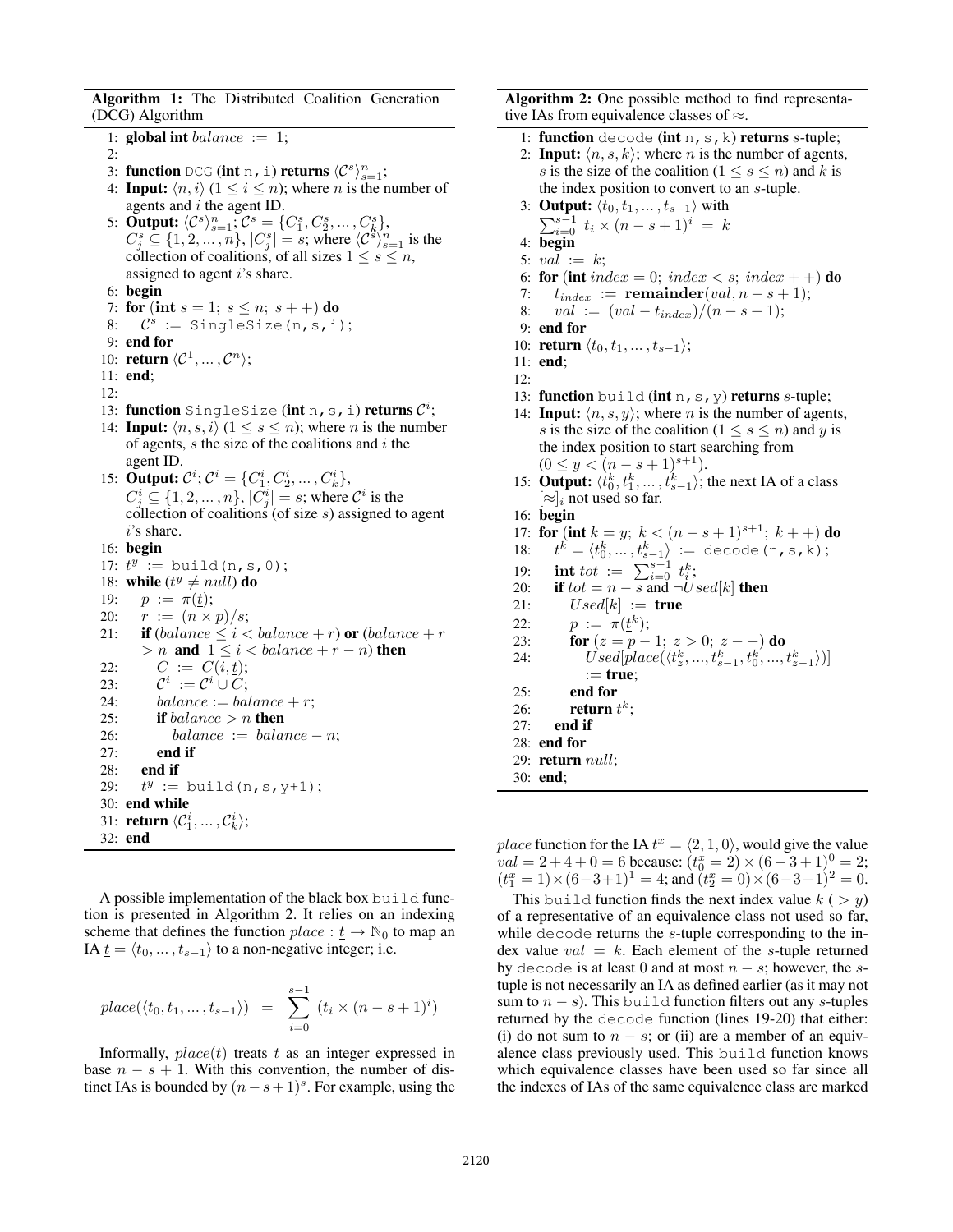**Algorithm 1:** The Distributed Coalition Generation (DCG) Algorithm

```
1:  global int balance := 1;
2:
3:  function DCG (int n, i) returns ⟨C^s⟩_{s=1}^n;
4:  Input: ⟨n, i⟩ (1 ≤ i ≤ n); where n is the number of
    agents and i the agent ID.
5:  Output: ⟨C^s⟩_{s=1}^n; C^s = {C^s_1, C^s_2, ..., C^s_k},
    C^s_j ⊆ {1, 2, ..., n}, |C^s_j| = s; where ⟨C^s⟩_{s=1}^n is the
    collection of coalitions, of all sizes 1 ≤ s ≤ n,
    assigned to agent i's share.
6:  begin
7:  for (int s = 1; s ≤ n; s++) do
8:     C^s := SingleSize(n,s,i);
9:  end for
10: return ⟨C^1, ..., C^n⟩;
11: end;
12:
13: function SingleSize (int n, s, i) returns C^i;
14: Input: ⟨n, s, i⟩ (1 ≤ s ≤ n); where n is the number
    of agents, s the size of the coalitions and i the
    agent ID.
15: Output: C^i; C^i = {C^i_1, C^i_2, ..., C^i_k},
    C^i_j ⊆ {1, 2, ..., n}, |C^i_j| = s; where C^i is the
    collection of coalitions (of size s) assigned to agent
    i's share.
16: begin
17: t^y := build(n,s,0);
18: while (t^y ≠ null) do
19:    p := π(t);
20:    r := (n × p)/s;
21:    if (balance ≤ i < balance + r) or (balance + r
       > n and 1 ≤ i < balance + r − n) then
22:       C := C(i, t);
23:       C^i := C^i ∪ C;
24:       balance := balance + r;
25:       if balance > n then
26:          balance := balance − n;
27:       end if
28:    end if
29:    t^y := build(n,s,y+1);
30: end while
31: return ⟨C^i_1, ..., C^i_k⟩;
32: end
```

A possible implementation of the black box build function is presented in Algorithm 2. It relies on an indexing scheme that defines the function $place : \underline{t} \to \mathbb{N}_0$ to map an IA $\underline{t} = \langle t_0, \dots, t_{s-1} \rangle$ to a non-negative integer; i.e.

$$place(\langle t_0, t_1, \dots, t_{s-1} \rangle) \;=\; \sum_{i=0}^{s-1} \left(t_i \times (n-s+1)^i\right)$$

Informally, $place(\underline{t})$ treats $\underline{t}$ as an integer expressed in base $n-s+1$. With this convention, the number of distinct IAs is bounded by $(n-s+1)^s$. For example, using the *place* function for the IA $t^x = \langle 2, 1, 0 \rangle$, would give the value $val = 2+4+0 = 6$ because: $(t^x_0 = 2) \times (6-3+1)^0 = 2$; $(t^x_1 = 1) \times (6-3+1)^1 = 4$; and $(t^x_2 = 0) \times (6-3+1)^2 = 0$.

**Algorithm 2:** One possible method to find representative IAs from equivalence classes of $\approx$.

```
1:  function decode (int n, s, k) returns s-tuple;
2:  Input: ⟨n, s, k⟩; where n is the number of agents,
    s is the size of the coalition (1 ≤ s ≤ n) and k is
    the index position to convert to an s-tuple.
3:  Output: ⟨t_0, t_1, ..., t_{s−1}⟩ with
    Σ_{i=0}^{s−1} t_i × (n − s + 1)^i = k
4:  begin
5:  val := k;
6:  for (int index = 0; index < s; index++) do
7:     t_index := remainder(val, n − s + 1);
8:     val := (val − t_index)/(n − s + 1);
9:  end for
10: return ⟨t_0, t_1, ..., t_{s−1}⟩;
11: end;
12:
13: function build (int n, s, y) returns s-tuple;
14: Input: ⟨n, s, y⟩; where n is the number of agents,
    s is the size of the coalition (1 ≤ s ≤ n) and y is
    the index position to start searching from
    (0 ≤ y < (n − s + 1)^{s+1}).
15: Output: ⟨t^k_0, t^k_1, ..., t^k_{s−1}⟩; the next IA of a class
    [≈]_i not used so far.
16: begin
17: for (int k = y; k < (n − s + 1)^{s+1}; k++) do
18:    t^k = ⟨t^k_0, ..., t^k_{s−1}⟩ := decode(n,s,k);
19:    int tot := Σ_{i=0}^{s−1} t^k_i;
20:    if tot = n − s and ¬Used[k] then
21:       Used[k] := true
22:       p := π(t^k);
23:       for (z = p − 1; z > 0; z−−) do
24:          Used[place(⟨t^k_z, ..., t^k_{s−1}, t^k_0, ..., t^k_{z−1}⟩)]
             := true;
25:       end for
26:       return t^k;
27:    end if
28: end for
29: return null;
30: end;
```

This build function finds the next index value $k$ ( $> y$) of a representative of an equivalence class not used so far, while decode returns the $s$-tuple corresponding to the index value $val = k$. Each element of the $s$-tuple returned by decode is at least 0 and at most $n-s$; however, the $s$-tuple is not necessarily an IA as defined earlier (as it may not sum to $n-s$). This build function filters out any $s$-tuples returned by the decode function (lines 19-20) that either: (i) do not sum to $n-s$; or (ii) are a member of an equivalence class previously used. This build function knows which equivalence classes have been used so far since all the indexes of IAs of the same equivalence class are marked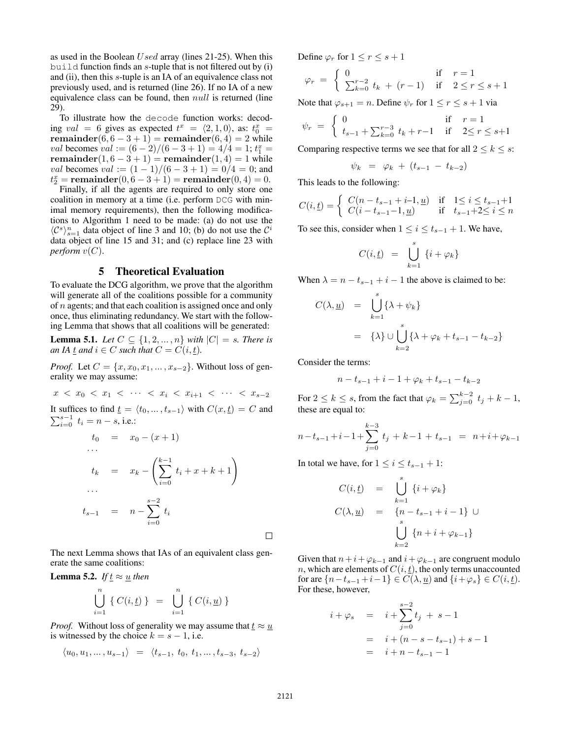as used in the Boolean $Used$ array (lines 21-25). When this `build` function finds an $s$-tuple that is not filtered out by (i) and (ii), then this $s$-tuple is an IA of an equivalence class not previously used, and is returned (line 26). If no IA of a new equivalence class can be found, then $null$ is returned (line 29).

To illustrate how the `decode` function works: decoding $val = 6$ gives as expected $t^x = \langle 2, 1, 0 \rangle$, as: $t_0^x = \textbf{remainder}(6, 6-3+1) = \textbf{remainder}(6,4) = 2$ while $val$ becomes $val := (6-2)/(6-3+1) = 4/4 = 1$; $t_1^x = \textbf{remainder}(1, 6-3+1) = \textbf{remainder}(1,4) = 1$ while $val$ becomes $val := (1-1)/(6-3+1) = 0/4 = 0$; and $t_2^x = \textbf{remainder}(0, 6-3+1) = \textbf{remainder}(0,4) = 0$.

Finally, if all the agents are required to only store one coalition in memory at a time (i.e. perform `DCG` with minimal memory requirements), then the following modifications to Algorithm 1 need to be made: (a) do not use the $\langle \mathcal{C}^s \rangle_{s=1}^n$ data object of line 3 and 10; (b) do not use the $\mathcal{C}^i$ data object of line 15 and 31; and (c) replace line 23 with *perform* $v(C)$.

## 5 Theoretical Evaluation

To evaluate the DCG algorithm, we prove that the algorithm will generate all of the coalitions possible for a community of $n$ agents; and that each coalition is assigned once and only once, thus eliminating redundancy. We start with the following Lemma that shows that all coalitions will be generated:

**Lemma 5.1.** *Let $C \subseteq \{1, 2, \dots, n\}$ with $|C| = s$. There is an IA $\underline{t}$ and $i \in C$ such that $C = C(i, \underline{t})$.*

*Proof.* Let $C = \{x, x_0, x_1, \dots, x_{s-2}\}$. Without loss of generality we may assume:

$$x < x_0 < x_1 < \cdots < x_i < x_{i+1} < \cdots < x_{s-2}$$

It suffices to find $\underline{t} = \langle t_0, \dots, t_{s-1} \rangle$ with $C(x, \underline{t}) = C$ and $\sum_{i=0}^{s-1} t_i = n - s$, i.e.:

$$\begin{aligned} t_0 &= x_0 - (x+1) \\ &\dots \\ t_k &= x_k - \left( \sum_{i=0}^{k-1} t_i + x + k + 1 \right) \\ &\dots \\ t_{s-1} &= n - \sum_{i=0}^{s-2} t_i \end{aligned}$$

□

The next Lemma shows that IAs of an equivalent class generate the same coalitions:

**Lemma 5.2.** *If $\underline{t} \approx \underline{u}$ then*

$$\bigcup_{i=1}^{n} \{ C(i, \underline{t}) \} = \bigcup_{i=1}^{n} \{ C(i, \underline{u}) \}$$

*Proof.* Without loss of generality we may assume that $\underline{t} \approx \underline{u}$ is witnessed by the choice $k = s - 1$, i.e.

$$\langle u_0, u_1, \dots, u_{s-1} \rangle = \langle t_{s-1}, t_0, t_1, \dots, t_{s-3}, t_{s-2} \rangle$$

Define $\varphi_r$ for $1 \leq r \leq s+1$

$$\varphi_r = \begin{cases} 0 & \text{if} \quad r = 1 \\ \sum_{k=0}^{r-2} t_k + (r-1) & \text{if} \quad 2 \leq r \leq s+1 \end{cases}$$

Note that $\varphi_{s+1} = n$. Define $\psi_r$ for $1 \leq r \leq s+1$ via

$$\psi_r = \begin{cases} 0 & \text{if} \quad r = 1 \\ t_{s-1} + \sum_{k=0}^{r-3} t_k + r - 1 & \text{if} \quad 2 \leq r \leq s+1 \end{cases}$$

Comparing respective terms we see that for all $2 \leq k \leq s$:

$$\psi_k = \varphi_k + (t_{s-1} - t_{k-2})$$

This leads to the following:

$$C(i, \underline{t}) = \begin{cases} C(n - t_{s-1} + i - 1, \underline{u}) & \text{if} \quad 1 \leq i \leq t_{s-1} + 1 \\ C(i - t_{s-1} - 1, \underline{u}) & \text{if} \quad t_{s-1} + 2 \leq i \leq n \end{cases}$$

To see this, consider when $1 \leq i \leq t_{s-1} + 1$. We have,

$$C(i, \underline{t}) = \bigcup_{k=1}^{s} \{ i + \varphi_k \}$$

When $\lambda = n - t_{s-1} + i - 1$ the above is claimed to be:

$$\begin{aligned} C(\lambda, \underline{u}) &= \bigcup_{k=1}^{s} \{ \lambda + \psi_k \} \\ &= \{\lambda\} \cup \bigcup_{k=2}^{s} \{ \lambda + \varphi_k + t_{s-1} - t_{k-2} \} \end{aligned}$$

Consider the terms:

$$n - t_{s-1} + i - 1 + \varphi_k + t_{s-1} - t_{k-2}$$

For $2 \leq k \leq s$, from the fact that $\varphi_k = \sum_{j=0}^{k-2} t_j + k - 1$, these are equal to:

$$n - t_{s-1} + i - 1 + \sum_{j=0}^{k-3} t_j + k - 1 + t_{s-1} = n + i + \varphi_{k-1}$$

In total we have, for $1 \leq i \leq t_{s-1} + 1$:

$$\begin{aligned} C(i, \underline{t}) &= \bigcup_{k=1}^{s} \{ i + \varphi_k \} \\ C(\lambda, \underline{u}) &= \{ n - t_{s-1} + i - 1 \} \cup \bigcup_{k=2}^{s} \{ n + i + \varphi_{k-1} \} \end{aligned}$$

Given that $n + i + \varphi_{k-1}$ and $i + \varphi_{k-1}$ are congruent modulo $n$, which are elements of $C(i, \underline{t})$, the only terms unaccounted for are $\{n - t_{s-1} + i - 1\} \in C(\lambda, \underline{u})$ and $\{i + \varphi_s\} \in C(i, \underline{t})$. For these, however,

$$\begin{aligned} i + \varphi_s &= i + \sum_{j=0}^{s-2} t_j + s - 1 \\ &= i + (n - s - t_{s-1}) + s - 1 \\ &= i + n - t_{s-1} - 1 \end{aligned}$$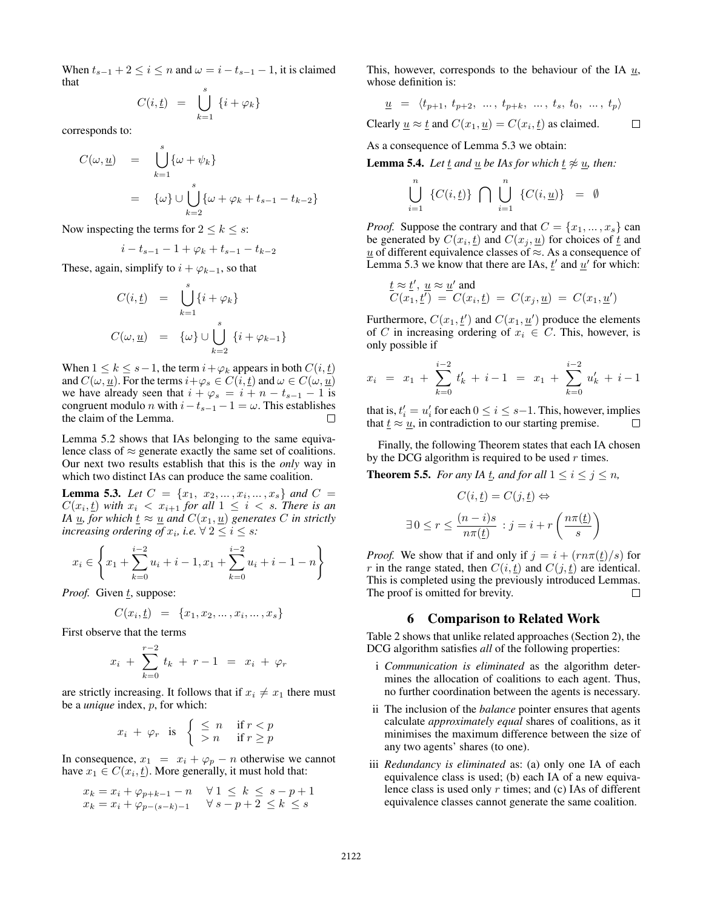When $t_{s-1} + 2 \leq i \leq n$ and $\omega = i - t_{s-1} - 1$, it is claimed that

$$C(i, \underline{t}) \;=\; \bigcup_{k=1}^{s} \{i + \varphi_k\}$$

corresponds to:

$$\begin{aligned} C(\omega, \underline{u}) &= \bigcup_{k=1}^{s} \{\omega + \psi_k\} \\ &= \{\omega\} \cup \bigcup_{k=2}^{s} \{\omega + \varphi_k + t_{s-1} - t_{k-2}\} \end{aligned}$$

Now inspecting the terms for $2 \leq k \leq s$:

$$i - t_{s-1} - 1 + \varphi_k + t_{s-1} - t_{k-2}$$

These, again, simplify to $i + \varphi_{k-1}$, so that

$$\begin{aligned} C(i, \underline{t}) &= \bigcup_{k=1}^{s} \{i + \varphi_k\} \\ C(\omega, \underline{u}) &= \{\omega\} \cup \bigcup_{k=2}^{s} \{i + \varphi_{k-1}\} \end{aligned}$$

When $1 \leq k \leq s-1$, the term $i + \varphi_k$ appears in both $C(i, \underline{t})$ and $C(\omega, \underline{u})$. For the terms $i + \varphi_s \in C(i, \underline{t})$ and $\omega \in C(\omega, \underline{u})$ we have already seen that $i + \varphi_s = i + n - t_{s-1} - 1$ is congruent modulo $n$ with $i - t_{s-1} - 1 = \omega$. This establishes the claim of the Lemma. $\square$

Lemma 5.2 shows that IAs belonging to the same equivalence class of $\approx$ generate exactly the same set of coalitions. Our next two results establish that this is the *only* way in which two distinct IAs can produce the same coalition.

**Lemma 5.3.** *Let $C = \{x_1, x_2, \ldots, x_i, \ldots, x_s\}$ and $C = C(x_i, \underline{t})$ with $x_i < x_{i+1}$ for all $1 \leq i < s$. There is an IA $\underline{u}$, for which $\underline{t} \approx \underline{u}$ and $C(x_1, \underline{u})$ generates $C$ in strictly increasing ordering of $x_i$, i.e. $\forall\, 2 \leq i \leq s$:*

$$x_i \in \left\{ x_1 + \sum_{k=0}^{i-2} u_i + i - 1, x_1 + \sum_{k=0}^{i-2} u_i + i - 1 - n \right\}$$

*Proof.* Given $\underline{t}$, suppose:

$$C(x_i, \underline{t}) \;=\; \{x_1, x_2, \ldots, x_i, \ldots, x_s\}$$

First observe that the terms

$$x_i \;+\; \sum_{k=0}^{r-2} t_k \;+\; r - 1 \;=\; x_i \;+\; \varphi_r$$

are strictly increasing. It follows that if $x_i \neq x_1$ there must be a *unique* index, $p$, for which:

$$x_i \;+\; \varphi_r \quad \text{is} \quad \left\{ \begin{array}{ll} \leq\, n & \text{if } r < p \\ >\, n & \text{if } r \geq p \end{array} \right.$$

In consequence, $x_1 \;=\; x_i + \varphi_p - n$ otherwise we cannot have $x_1 \in C(x_i, \underline{t})$. More generally, it must hold that:

$$\begin{array}{ll} x_k = x_i + \varphi_{p+k-1} - n & \forall\, 1 \;\leq\; k \;\leq\; s - p + 1 \\ x_k = x_i + \varphi_{p-(s-k)-1} & \forall\, s - p + 2 \;\leq k \;\leq s \end{array}$$

This, however, corresponds to the behaviour of the IA $\underline{u}$, whose definition is:

$$\underline{u} \;=\; \langle t_{p+1},\, t_{p+2},\, \ldots,\, t_{p+k},\, \ldots,\, t_s,\, t_0,\, \ldots,\, t_p \rangle$$

Clearly $\underline{u} \approx \underline{t}$ and $C(x_1, \underline{u}) = C(x_i, \underline{t})$ as claimed. $\square$

As a consequence of Lemma 5.3 we obtain:

**Lemma 5.4.** *Let $\underline{t}$ and $\underline{u}$ be IAs for which $\underline{t} \not\approx \underline{u}$, then:*

$$\bigcup_{i=1}^{n} \;\{C(i, \underline{t})\} \;\bigcap\; \bigcup_{i=1}^{n} \;\{C(i, \underline{u})\} \;=\; \emptyset$$

*Proof.* Suppose the contrary and that $C = \{x_1, \ldots, x_s\}$ can be generated by $C(x_i, \underline{t})$ and $C(x_j, \underline{u})$ for choices of $\underline{t}$ and $\underline{u}$ of different equivalence classes of $\approx$. As a consequence of Lemma 5.3 we know that there are IAs, $\underline{t}'$ and $\underline{u}'$ for which:

$$\begin{array}{l} \underline{t} \approx \underline{t}',\; \underline{u} \approx \underline{u}' \text{ and} \\ C(x_1, \underline{t}') \;=\; C(x_i, \underline{t}) \;=\; C(x_j, \underline{u}) \;=\; C(x_1, \underline{u}') \end{array}$$

Furthermore, $C(x_1, \underline{t}')$ and $C(x_1, \underline{u}')$ produce the elements of $C$ in increasing ordering of $x_i \in C$. This, however, is only possible if

$$x_i \;=\; x_1 \;+\; \sum_{k=0}^{i-2} t'_k \;+\; i - 1 \;=\; x_1 \;+\; \sum_{k=0}^{i-2} u'_k \;+\; i - 1$$

that is, $t'_i = u'_i$ for each $0 \leq i \leq s-1$. This, however, implies that $\underline{t} \approx \underline{u}$, in contradiction to our starting premise. $\square$

Finally, the following Theorem states that each IA chosen by the DCG algorithm is required to be used $r$ times.

**Theorem 5.5.** *For any IA $\underline{t}$, and for all $1 \leq i \leq j \leq n$,*

$$C(i, \underline{t}) = C(j, \underline{t}) \Leftrightarrow$$

$$\exists\, 0 \leq r \leq \frac{(n-i)s}{n\pi(\underline{t})} \;:\; j = i + r\left(\frac{n\pi(\underline{t})}{s}\right)$$

*Proof.* We show that if and only if $j = i + (rn\pi(\underline{t})/s)$ for $r$ in the range stated, then $C(i, \underline{t})$ and $C(j, \underline{t})$ are identical. This is completed using the previously introduced Lemmas. The proof is omitted for brevity. $\square$

## 6 Comparison to Related Work

Table 2 shows that unlike related approaches (Section 2), the DCG algorithm satisfies *all* of the following properties:

- i *Communication is eliminated* as the algorithm determines the allocation of coalitions to each agent. Thus, no further coordination between the agents is necessary.
- ii The inclusion of the *balance* pointer ensures that agents calculate *approximately equal* shares of coalitions, as it minimises the maximum difference between the size of any two agents' shares (to one).
- iii *Redundancy is eliminated* as: (a) only one IA of each equivalence class is used; (b) each IA of a new equivalence class is used only $r$ times; and (c) IAs of different equivalence classes cannot generate the same coalition.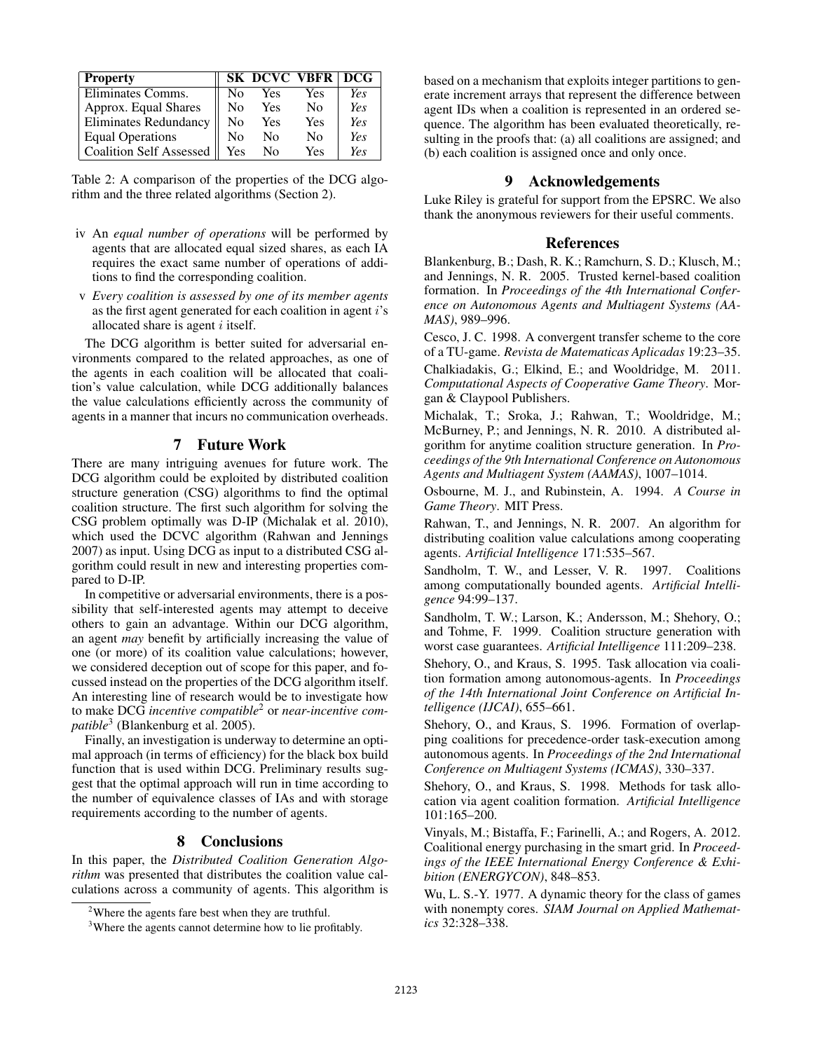| Property | SK | DCVC | VBFR | DCG |
|---|---|---|---|---|
| Eliminates Comms. | No | Yes | Yes | *Yes* |
| Approx. Equal Shares | No | Yes | No | *Yes* |
| Eliminates Redundancy | No | Yes | Yes | *Yes* |
| Equal Operations | No | No | No | *Yes* |
| Coalition Self Assessed | Yes | No | Yes | *Yes* |

Table 2: A comparison of the properties of the DCG algorithm and the three related algorithms (Section 2).

iv An *equal number of operations* will be performed by agents that are allocated equal sized shares, as each IA requires the exact same number of operations of additions to find the corresponding coalition.

v *Every coalition is assessed by one of its member agents* as the first agent generated for each coalition in agent $i$'s allocated share is agent $i$ itself.

The DCG algorithm is better suited for adversarial environments compared to the related approaches, as one of the agents in each coalition will be allocated that coalition's value calculation, while DCG additionally balances the value calculations efficiently across the community of agents in a manner that incurs no communication overheads.

## 7 Future Work

There are many intriguing avenues for future work. The DCG algorithm could be exploited by distributed coalition structure generation (CSG) algorithms to find the optimal coalition structure. The first such algorithm for solving the CSG problem optimally was D-IP (Michalak et al. 2010), which used the DCVC algorithm (Rahwan and Jennings 2007) as input. Using DCG as input to a distributed CSG algorithm could result in new and interesting properties compared to D-IP.

In competitive or adversarial environments, there is a possibility that self-interested agents may attempt to deceive others to gain an advantage. Within our DCG algorithm, an agent *may* benefit by artificially increasing the value of one (or more) of its coalition value calculations; however, we considered deception out of scope for this paper, and focussed instead on the properties of the DCG algorithm itself. An interesting line of research would be to investigate how to make DCG *incentive compatible*[2] or *near-incentive compatible*[3] (Blankenburg et al. 2005).

Finally, an investigation is underway to determine an optimal approach (in terms of efficiency) for the black box build function that is used within DCG. Preliminary results suggest that the optimal approach will run in time according to the number of equivalence classes of IAs and with storage requirements according to the number of agents.

## 8 Conclusions

In this paper, the *Distributed Coalition Generation Algorithm* was presented that distributes the coalition value calculations across a community of agents. This algorithm is based on a mechanism that exploits integer partitions to generate increment arrays that represent the difference between agent IDs when a coalition is represented in an ordered sequence. The algorithm has been evaluated theoretically, resulting in the proofs that: (a) all coalitions are assigned; and (b) each coalition is assigned once and only once.

[2] Where the agents fare best when they are truthful.

[3] Where the agents cannot determine how to lie profitably.

## 9 Acknowledgements

Luke Riley is grateful for support from the EPSRC. We also thank the anonymous reviewers for their useful comments.

## References

Blankenburg, B.; Dash, R. K.; Ramchurn, S. D.; Klusch, M.; and Jennings, N. R. 2005. Trusted kernel-based coalition formation. In *Proceedings of the 4th International Conference on Autonomous Agents and Multiagent Systems (AAMAS)*, 989–996.

Cesco, J. C. 1998. A convergent transfer scheme to the core of a TU-game. *Revista de Matematicas Aplicadas* 19:23–35.

Chalkiadakis, G.; Elkind, E.; and Wooldridge, M. 2011. *Computational Aspects of Cooperative Game Theory*. Morgan & Claypool Publishers.

Michalak, T.; Sroka, J.; Rahwan, T.; Wooldridge, M.; McBurney, P.; and Jennings, N. R. 2010. A distributed algorithm for anytime coalition structure generation. In *Proceedings of the 9th International Conference on Autonomous Agents and Multiagent System (AAMAS)*, 1007–1014.

Osbourne, M. J., and Rubinstein, A. 1994. *A Course in Game Theory*. MIT Press.

Rahwan, T., and Jennings, N. R. 2007. An algorithm for distributing coalition value calculations among cooperating agents. *Artificial Intelligence* 171:535–567.

Sandholm, T. W., and Lesser, V. R. 1997. Coalitions among computationally bounded agents. *Artificial Intelligence* 94:99–137.

Sandholm, T. W.; Larson, K.; Andersson, M.; Shehory, O.; and Tohme, F. 1999. Coalition structure generation with worst case guarantees. *Artificial Intelligence* 111:209–238.

Shehory, O., and Kraus, S. 1995. Task allocation via coalition formation among autonomous-agents. In *Proceedings of the 14th International Joint Conference on Artificial Intelligence (IJCAI)*, 655–661.

Shehory, O., and Kraus, S. 1996. Formation of overlapping coalitions for precedence-order task-execution among autonomous agents. In *Proceedings of the 2nd International Conference on Multiagent Systems (ICMAS)*, 330–337.

Shehory, O., and Kraus, S. 1998. Methods for task allocation via agent coalition formation. *Artificial Intelligence* 101:165–200.

Vinyals, M.; Bistaffa, F.; Farinelli, A.; and Rogers, A. 2012. Coalitional energy purchasing in the smart grid. In *Proceedings of the IEEE International Energy Conference & Exhibition (ENERGYCON)*, 848–853.

Wu, L. S.-Y. 1977. A dynamic theory for the class of games with nonempty cores. *SIAM Journal on Applied Mathematics* 32:328–338.